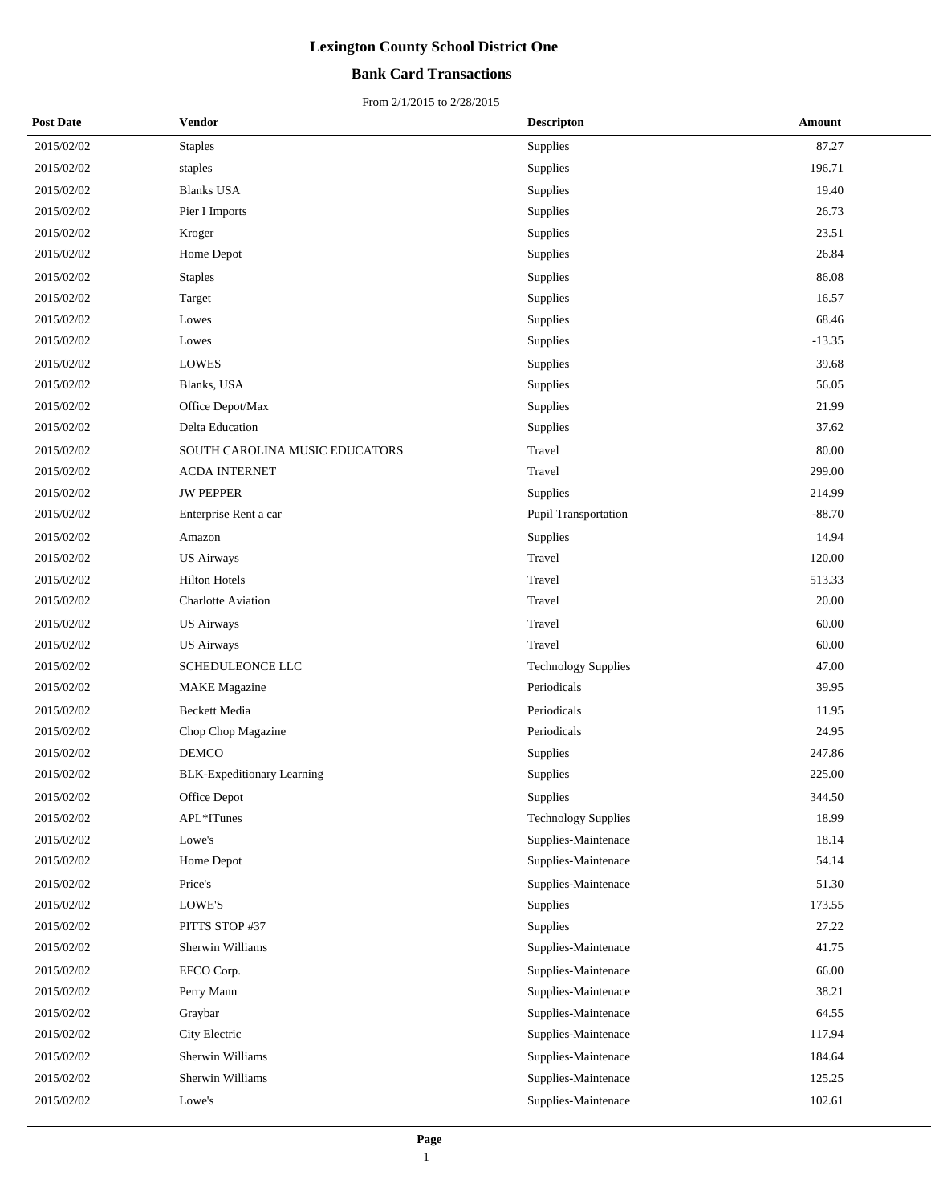# Lexington County School District One

## Bank Card Transactions

From 2/1/2015 to 2/28/2015

| Post Date | Vendor | Descripton | Amount |
|---|---|---|---|
| 2015/02/02 | Staples | Supplies | 87.27 |
| 2015/02/02 | staples | Supplies | 196.71 |
| 2015/02/02 | Blanks USA | Supplies | 19.40 |
| 2015/02/02 | Pier I Imports | Supplies | 26.73 |
| 2015/02/02 | Kroger | Supplies | 23.51 |
| 2015/02/02 | Home Depot | Supplies | 26.84 |
| 2015/02/02 | Staples | Supplies | 86.08 |
| 2015/02/02 | Target | Supplies | 16.57 |
| 2015/02/02 | Lowes | Supplies | 68.46 |
| 2015/02/02 | Lowes | Supplies | -13.35 |
| 2015/02/02 | LOWES | Supplies | 39.68 |
| 2015/02/02 | Blanks, USA | Supplies | 56.05 |
| 2015/02/02 | Office Depot/Max | Supplies | 21.99 |
| 2015/02/02 | Delta Education | Supplies | 37.62 |
| 2015/02/02 | SOUTH CAROLINA MUSIC EDUCATORS | Travel | 80.00 |
| 2015/02/02 | ACDA INTERNET | Travel | 299.00 |
| 2015/02/02 | JW PEPPER | Supplies | 214.99 |
| 2015/02/02 | Enterprise Rent a car | Pupil Transportation | -88.70 |
| 2015/02/02 | Amazon | Supplies | 14.94 |
| 2015/02/02 | US Airways | Travel | 120.00 |
| 2015/02/02 | Hilton Hotels | Travel | 513.33 |
| 2015/02/02 | Charlotte Aviation | Travel | 20.00 |
| 2015/02/02 | US Airways | Travel | 60.00 |
| 2015/02/02 | US Airways | Travel | 60.00 |
| 2015/02/02 | SCHEDULEONCE LLC | Technology Supplies | 47.00 |
| 2015/02/02 | MAKE Magazine | Periodicals | 39.95 |
| 2015/02/02 | Beckett Media | Periodicals | 11.95 |
| 2015/02/02 | Chop Chop Magazine | Periodicals | 24.95 |
| 2015/02/02 | DEMCO | Supplies | 247.86 |
| 2015/02/02 | BLK-Expeditionary Learning | Supplies | 225.00 |
| 2015/02/02 | Office Depot | Supplies | 344.50 |
| 2015/02/02 | APL*ITunes | Technology Supplies | 18.99 |
| 2015/02/02 | Lowe's | Supplies-Maintenace | 18.14 |
| 2015/02/02 | Home Depot | Supplies-Maintenace | 54.14 |
| 2015/02/02 | Price's | Supplies-Maintenace | 51.30 |
| 2015/02/02 | LOWE'S | Supplies | 173.55 |
| 2015/02/02 | PITTS STOP #37 | Supplies | 27.22 |
| 2015/02/02 | Sherwin Williams | Supplies-Maintenace | 41.75 |
| 2015/02/02 | EFCO Corp. | Supplies-Maintenace | 66.00 |
| 2015/02/02 | Perry Mann | Supplies-Maintenace | 38.21 |
| 2015/02/02 | Graybar | Supplies-Maintenace | 64.55 |
| 2015/02/02 | City Electric | Supplies-Maintenace | 117.94 |
| 2015/02/02 | Sherwin Williams | Supplies-Maintenace | 184.64 |
| 2015/02/02 | Sherwin Williams | Supplies-Maintenace | 125.25 |
| 2015/02/02 | Lowe's | Supplies-Maintenace | 102.61 |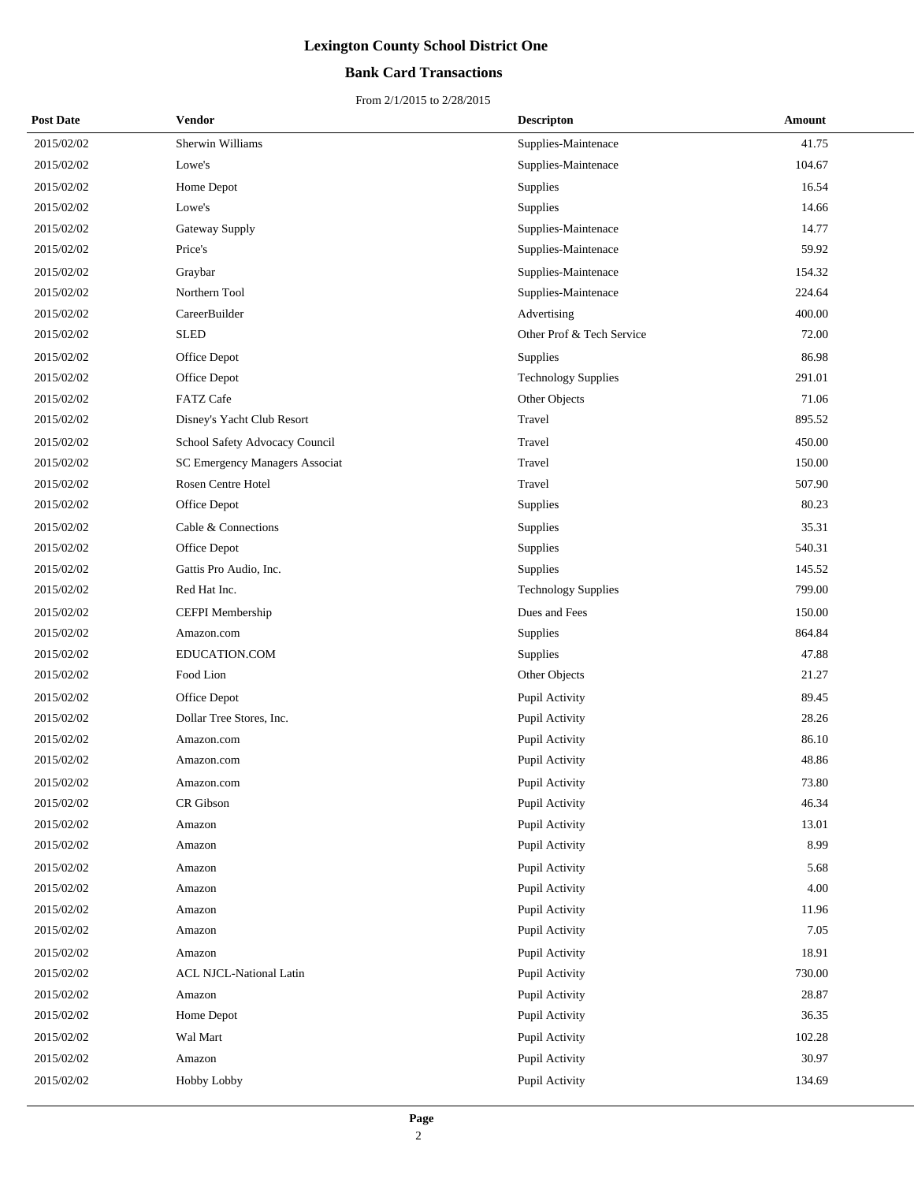# Lexington County School District One

## Bank Card Transactions

From 2/1/2015 to 2/28/2015

| Post Date | Vendor | Descripton | Amount |
|---|---|---|---|
| 2015/02/02 | Sherwin Williams | Supplies-Maintenace | 41.75 |
| 2015/02/02 | Lowe's | Supplies-Maintenace | 104.67 |
| 2015/02/02 | Home Depot | Supplies | 16.54 |
| 2015/02/02 | Lowe's | Supplies | 14.66 |
| 2015/02/02 | Gateway Supply | Supplies-Maintenace | 14.77 |
| 2015/02/02 | Price's | Supplies-Maintenace | 59.92 |
| 2015/02/02 | Graybar | Supplies-Maintenace | 154.32 |
| 2015/02/02 | Northern Tool | Supplies-Maintenace | 224.64 |
| 2015/02/02 | CareerBuilder | Advertising | 400.00 |
| 2015/02/02 | SLED | Other Prof & Tech Service | 72.00 |
| 2015/02/02 | Office Depot | Supplies | 86.98 |
| 2015/02/02 | Office Depot | Technology Supplies | 291.01 |
| 2015/02/02 | FATZ Cafe | Other Objects | 71.06 |
| 2015/02/02 | Disney's Yacht Club Resort | Travel | 895.52 |
| 2015/02/02 | School Safety Advocacy Council | Travel | 450.00 |
| 2015/02/02 | SC Emergency Managers Associat | Travel | 150.00 |
| 2015/02/02 | Rosen Centre Hotel | Travel | 507.90 |
| 2015/02/02 | Office Depot | Supplies | 80.23 |
| 2015/02/02 | Cable & Connections | Supplies | 35.31 |
| 2015/02/02 | Office Depot | Supplies | 540.31 |
| 2015/02/02 | Gattis Pro Audio, Inc. | Supplies | 145.52 |
| 2015/02/02 | Red Hat Inc. | Technology Supplies | 799.00 |
| 2015/02/02 | CEFPI Membership | Dues and Fees | 150.00 |
| 2015/02/02 | Amazon.com | Supplies | 864.84 |
| 2015/02/02 | EDUCATION.COM | Supplies | 47.88 |
| 2015/02/02 | Food Lion | Other Objects | 21.27 |
| 2015/02/02 | Office Depot | Pupil Activity | 89.45 |
| 2015/02/02 | Dollar Tree Stores, Inc. | Pupil Activity | 28.26 |
| 2015/02/02 | Amazon.com | Pupil Activity | 86.10 |
| 2015/02/02 | Amazon.com | Pupil Activity | 48.86 |
| 2015/02/02 | Amazon.com | Pupil Activity | 73.80 |
| 2015/02/02 | CR Gibson | Pupil Activity | 46.34 |
| 2015/02/02 | Amazon | Pupil Activity | 13.01 |
| 2015/02/02 | Amazon | Pupil Activity | 8.99 |
| 2015/02/02 | Amazon | Pupil Activity | 5.68 |
| 2015/02/02 | Amazon | Pupil Activity | 4.00 |
| 2015/02/02 | Amazon | Pupil Activity | 11.96 |
| 2015/02/02 | Amazon | Pupil Activity | 7.05 |
| 2015/02/02 | Amazon | Pupil Activity | 18.91 |
| 2015/02/02 | ACL NJCL-National Latin | Pupil Activity | 730.00 |
| 2015/02/02 | Amazon | Pupil Activity | 28.87 |
| 2015/02/02 | Home Depot | Pupil Activity | 36.35 |
| 2015/02/02 | Wal Mart | Pupil Activity | 102.28 |
| 2015/02/02 | Amazon | Pupil Activity | 30.97 |
| 2015/02/02 | Hobby Lobby | Pupil Activity | 134.69 |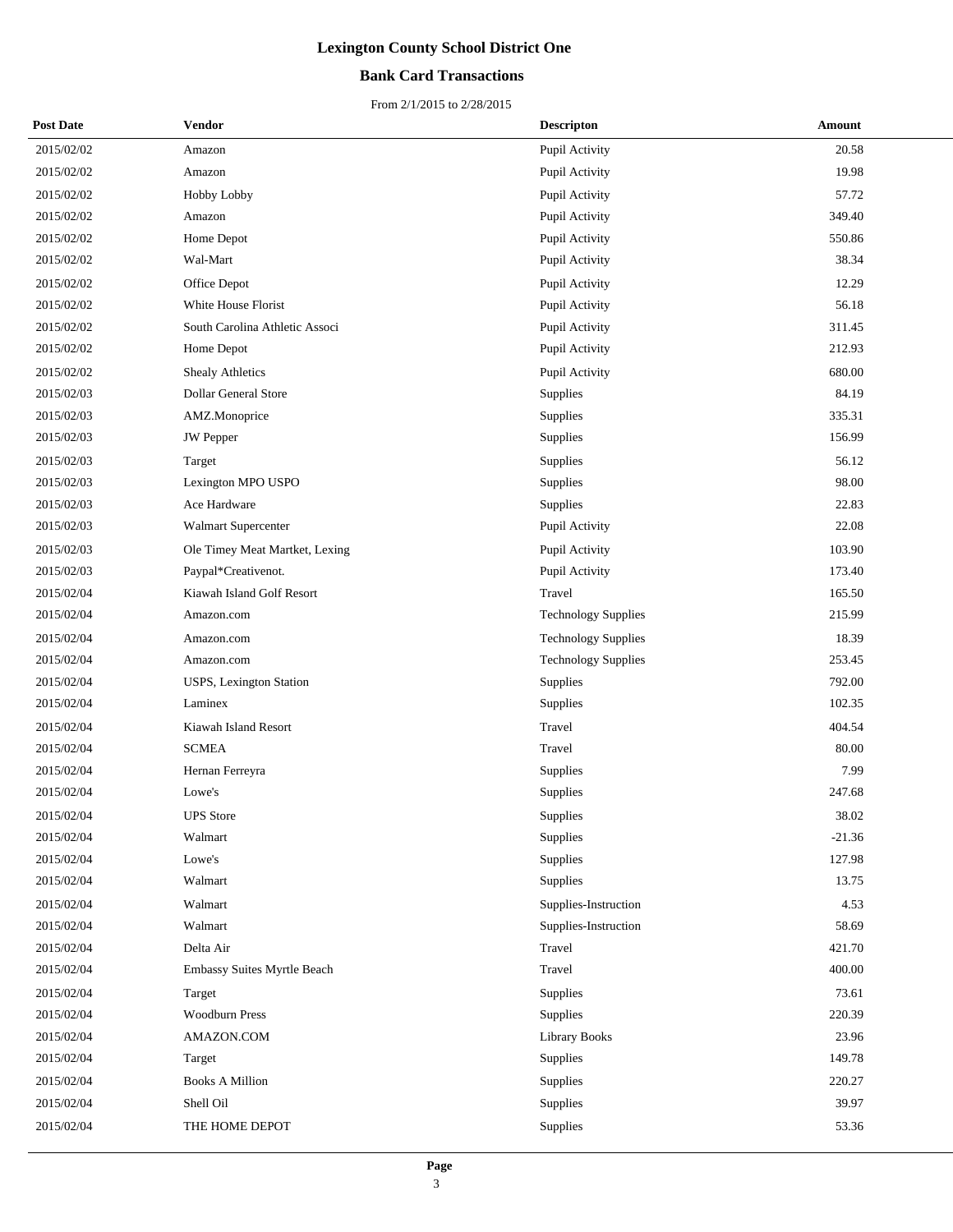# Lexington County School District One

## Bank Card Transactions

From 2/1/2015 to 2/28/2015

| Post Date | Vendor | Descripton | Amount |
|---|---|---|---|
| 2015/02/02 | Amazon | Pupil Activity | 20.58 |
| 2015/02/02 | Amazon | Pupil Activity | 19.98 |
| 2015/02/02 | Hobby Lobby | Pupil Activity | 57.72 |
| 2015/02/02 | Amazon | Pupil Activity | 349.40 |
| 2015/02/02 | Home Depot | Pupil Activity | 550.86 |
| 2015/02/02 | Wal-Mart | Pupil Activity | 38.34 |
| 2015/02/02 | Office Depot | Pupil Activity | 12.29 |
| 2015/02/02 | White House Florist | Pupil Activity | 56.18 |
| 2015/02/02 | South Carolina Athletic Associ | Pupil Activity | 311.45 |
| 2015/02/02 | Home Depot | Pupil Activity | 212.93 |
| 2015/02/02 | Shealy Athletics | Pupil Activity | 680.00 |
| 2015/02/03 | Dollar General Store | Supplies | 84.19 |
| 2015/02/03 | AMZ.Monoprice | Supplies | 335.31 |
| 2015/02/03 | JW Pepper | Supplies | 156.99 |
| 2015/02/03 | Target | Supplies | 56.12 |
| 2015/02/03 | Lexington MPO USPO | Supplies | 98.00 |
| 2015/02/03 | Ace Hardware | Supplies | 22.83 |
| 2015/02/03 | Walmart Supercenter | Pupil Activity | 22.08 |
| 2015/02/03 | Ole Timey Meat Martket, Lexing | Pupil Activity | 103.90 |
| 2015/02/03 | Paypal*Creativenot. | Pupil Activity | 173.40 |
| 2015/02/04 | Kiawah Island Golf Resort | Travel | 165.50 |
| 2015/02/04 | Amazon.com | Technology Supplies | 215.99 |
| 2015/02/04 | Amazon.com | Technology Supplies | 18.39 |
| 2015/02/04 | Amazon.com | Technology Supplies | 253.45 |
| 2015/02/04 | USPS, Lexington Station | Supplies | 792.00 |
| 2015/02/04 | Laminex | Supplies | 102.35 |
| 2015/02/04 | Kiawah Island Resort | Travel | 404.54 |
| 2015/02/04 | SCMEA | Travel | 80.00 |
| 2015/02/04 | Hernan Ferreyra | Supplies | 7.99 |
| 2015/02/04 | Lowe's | Supplies | 247.68 |
| 2015/02/04 | UPS Store | Supplies | 38.02 |
| 2015/02/04 | Walmart | Supplies | -21.36 |
| 2015/02/04 | Lowe's | Supplies | 127.98 |
| 2015/02/04 | Walmart | Supplies | 13.75 |
| 2015/02/04 | Walmart | Supplies-Instruction | 4.53 |
| 2015/02/04 | Walmart | Supplies-Instruction | 58.69 |
| 2015/02/04 | Delta Air | Travel | 421.70 |
| 2015/02/04 | Embassy Suites Myrtle Beach | Travel | 400.00 |
| 2015/02/04 | Target | Supplies | 73.61 |
| 2015/02/04 | Woodburn Press | Supplies | 220.39 |
| 2015/02/04 | AMAZON.COM | Library Books | 23.96 |
| 2015/02/04 | Target | Supplies | 149.78 |
| 2015/02/04 | Books A Million | Supplies | 220.27 |
| 2015/02/04 | Shell Oil | Supplies | 39.97 |
| 2015/02/04 | THE HOME DEPOT | Supplies | 53.36 |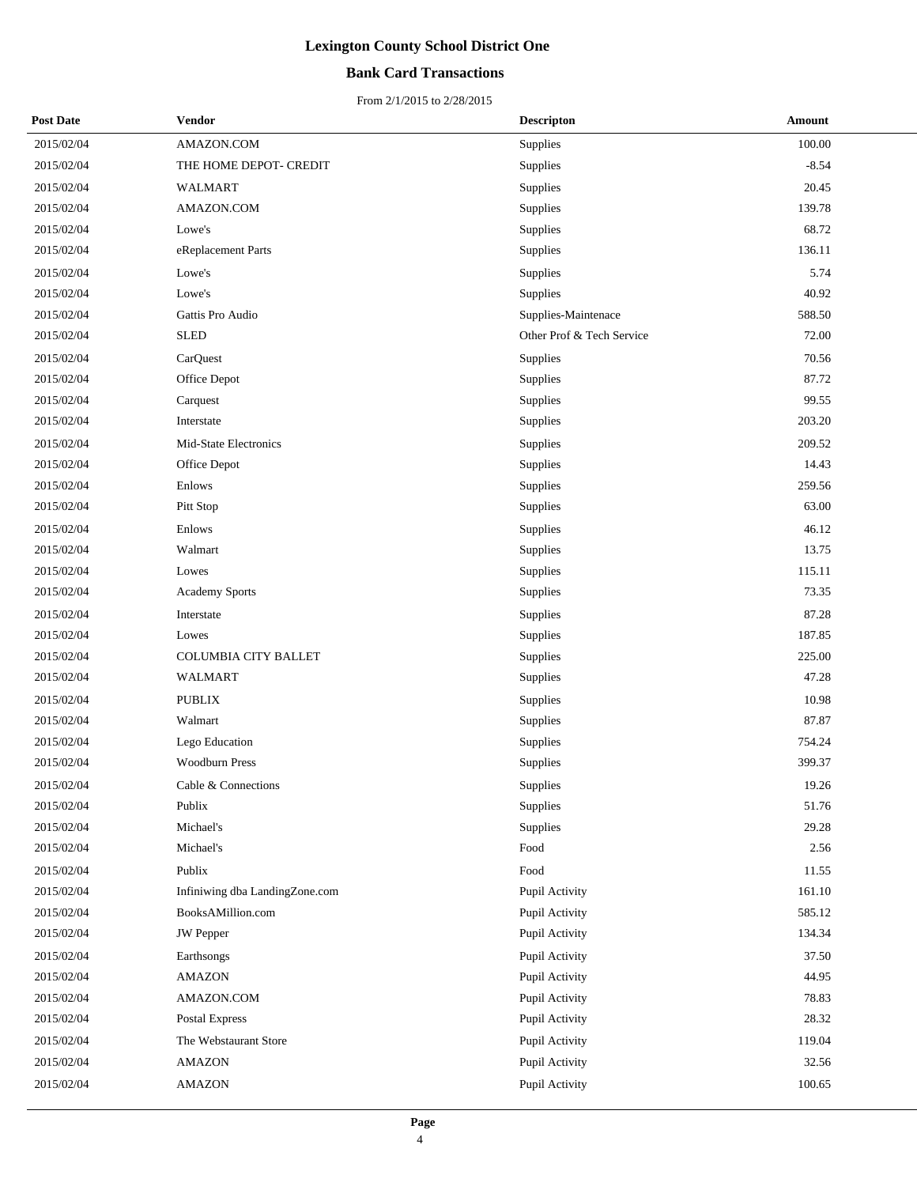# Lexington County School District One

## Bank Card Transactions

From 2/1/2015 to 2/28/2015

| Post Date | Vendor | Descripton | Amount |
|---|---|---|---|
| 2015/02/04 | AMAZON.COM | Supplies | 100.00 |
| 2015/02/04 | THE HOME DEPOT- CREDIT | Supplies | -8.54 |
| 2015/02/04 | WALMART | Supplies | 20.45 |
| 2015/02/04 | AMAZON.COM | Supplies | 139.78 |
| 2015/02/04 | Lowe's | Supplies | 68.72 |
| 2015/02/04 | eReplacement Parts | Supplies | 136.11 |
| 2015/02/04 | Lowe's | Supplies | 5.74 |
| 2015/02/04 | Lowe's | Supplies | 40.92 |
| 2015/02/04 | Gattis Pro Audio | Supplies-Maintenace | 588.50 |
| 2015/02/04 | SLED | Other Prof & Tech Service | 72.00 |
| 2015/02/04 | CarQuest | Supplies | 70.56 |
| 2015/02/04 | Office Depot | Supplies | 87.72 |
| 2015/02/04 | Carquest | Supplies | 99.55 |
| 2015/02/04 | Interstate | Supplies | 203.20 |
| 2015/02/04 | Mid-State Electronics | Supplies | 209.52 |
| 2015/02/04 | Office Depot | Supplies | 14.43 |
| 2015/02/04 | Enlows | Supplies | 259.56 |
| 2015/02/04 | Pitt Stop | Supplies | 63.00 |
| 2015/02/04 | Enlows | Supplies | 46.12 |
| 2015/02/04 | Walmart | Supplies | 13.75 |
| 2015/02/04 | Lowes | Supplies | 115.11 |
| 2015/02/04 | Academy Sports | Supplies | 73.35 |
| 2015/02/04 | Interstate | Supplies | 87.28 |
| 2015/02/04 | Lowes | Supplies | 187.85 |
| 2015/02/04 | COLUMBIA CITY BALLET | Supplies | 225.00 |
| 2015/02/04 | WALMART | Supplies | 47.28 |
| 2015/02/04 | PUBLIX | Supplies | 10.98 |
| 2015/02/04 | Walmart | Supplies | 87.87 |
| 2015/02/04 | Lego Education | Supplies | 754.24 |
| 2015/02/04 | Woodburn Press | Supplies | 399.37 |
| 2015/02/04 | Cable & Connections | Supplies | 19.26 |
| 2015/02/04 | Publix | Supplies | 51.76 |
| 2015/02/04 | Michael's | Supplies | 29.28 |
| 2015/02/04 | Michael's | Food | 2.56 |
| 2015/02/04 | Publix | Food | 11.55 |
| 2015/02/04 | Infiniwing dba LandingZone.com | Pupil Activity | 161.10 |
| 2015/02/04 | BooksAMillion.com | Pupil Activity | 585.12 |
| 2015/02/04 | JW Pepper | Pupil Activity | 134.34 |
| 2015/02/04 | Earthsongs | Pupil Activity | 37.50 |
| 2015/02/04 | AMAZON | Pupil Activity | 44.95 |
| 2015/02/04 | AMAZON.COM | Pupil Activity | 78.83 |
| 2015/02/04 | Postal Express | Pupil Activity | 28.32 |
| 2015/02/04 | The Webstaurant Store | Pupil Activity | 119.04 |
| 2015/02/04 | AMAZON | Pupil Activity | 32.56 |
| 2015/02/04 | AMAZON | Pupil Activity | 100.65 |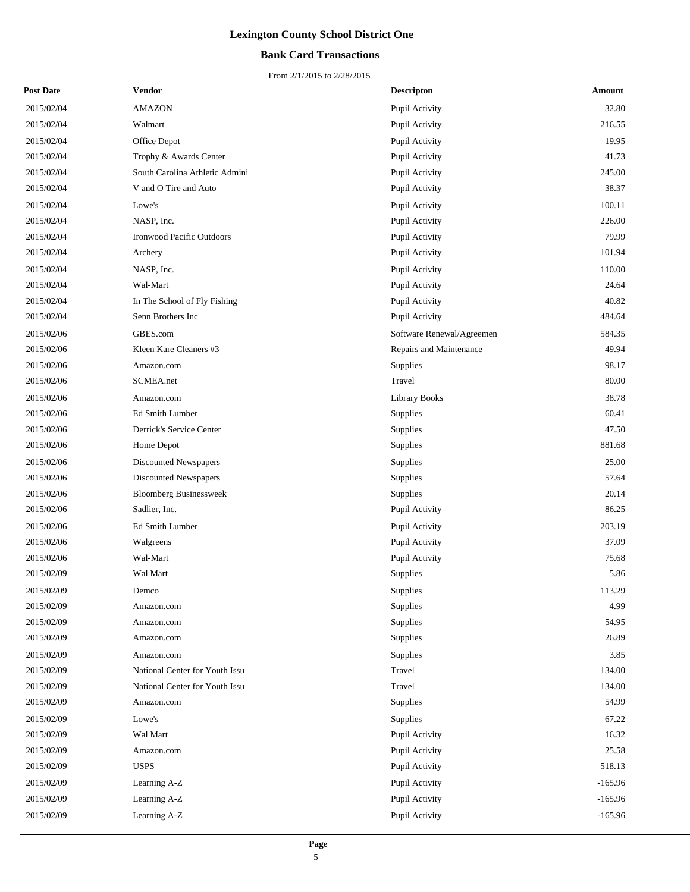# Lexington County School District One

## Bank Card Transactions

From 2/1/2015 to 2/28/2015

| Post Date | Vendor | Descripton | Amount |
|---|---|---|---|
| 2015/02/04 | AMAZON | Pupil Activity | 32.80 |
| 2015/02/04 | Walmart | Pupil Activity | 216.55 |
| 2015/02/04 | Office Depot | Pupil Activity | 19.95 |
| 2015/02/04 | Trophy & Awards Center | Pupil Activity | 41.73 |
| 2015/02/04 | South Carolina Athletic Admini | Pupil Activity | 245.00 |
| 2015/02/04 | V and O Tire and Auto | Pupil Activity | 38.37 |
| 2015/02/04 | Lowe's | Pupil Activity | 100.11 |
| 2015/02/04 | NASP, Inc. | Pupil Activity | 226.00 |
| 2015/02/04 | Ironwood Pacific Outdoors | Pupil Activity | 79.99 |
| 2015/02/04 | Archery | Pupil Activity | 101.94 |
| 2015/02/04 | NASP, Inc. | Pupil Activity | 110.00 |
| 2015/02/04 | Wal-Mart | Pupil Activity | 24.64 |
| 2015/02/04 | In The School of Fly Fishing | Pupil Activity | 40.82 |
| 2015/02/04 | Senn Brothers Inc | Pupil Activity | 484.64 |
| 2015/02/06 | GBES.com | Software Renewal/Agreemen | 584.35 |
| 2015/02/06 | Kleen Kare Cleaners #3 | Repairs and Maintenance | 49.94 |
| 2015/02/06 | Amazon.com | Supplies | 98.17 |
| 2015/02/06 | SCMEA.net | Travel | 80.00 |
| 2015/02/06 | Amazon.com | Library Books | 38.78 |
| 2015/02/06 | Ed Smith Lumber | Supplies | 60.41 |
| 2015/02/06 | Derrick's Service Center | Supplies | 47.50 |
| 2015/02/06 | Home Depot | Supplies | 881.68 |
| 2015/02/06 | Discounted Newspapers | Supplies | 25.00 |
| 2015/02/06 | Discounted Newspapers | Supplies | 57.64 |
| 2015/02/06 | Bloomberg Businessweek | Supplies | 20.14 |
| 2015/02/06 | Sadlier, Inc. | Pupil Activity | 86.25 |
| 2015/02/06 | Ed Smith Lumber | Pupil Activity | 203.19 |
| 2015/02/06 | Walgreens | Pupil Activity | 37.09 |
| 2015/02/06 | Wal-Mart | Pupil Activity | 75.68 |
| 2015/02/09 | Wal Mart | Supplies | 5.86 |
| 2015/02/09 | Demco | Supplies | 113.29 |
| 2015/02/09 | Amazon.com | Supplies | 4.99 |
| 2015/02/09 | Amazon.com | Supplies | 54.95 |
| 2015/02/09 | Amazon.com | Supplies | 26.89 |
| 2015/02/09 | Amazon.com | Supplies | 3.85 |
| 2015/02/09 | National Center for Youth Issu | Travel | 134.00 |
| 2015/02/09 | National Center for Youth Issu | Travel | 134.00 |
| 2015/02/09 | Amazon.com | Supplies | 54.99 |
| 2015/02/09 | Lowe's | Supplies | 67.22 |
| 2015/02/09 | Wal Mart | Pupil Activity | 16.32 |
| 2015/02/09 | Amazon.com | Pupil Activity | 25.58 |
| 2015/02/09 | USPS | Pupil Activity | 518.13 |
| 2015/02/09 | Learning A-Z | Pupil Activity | -165.96 |
| 2015/02/09 | Learning A-Z | Pupil Activity | -165.96 |
| 2015/02/09 | Learning A-Z | Pupil Activity | -165.96 |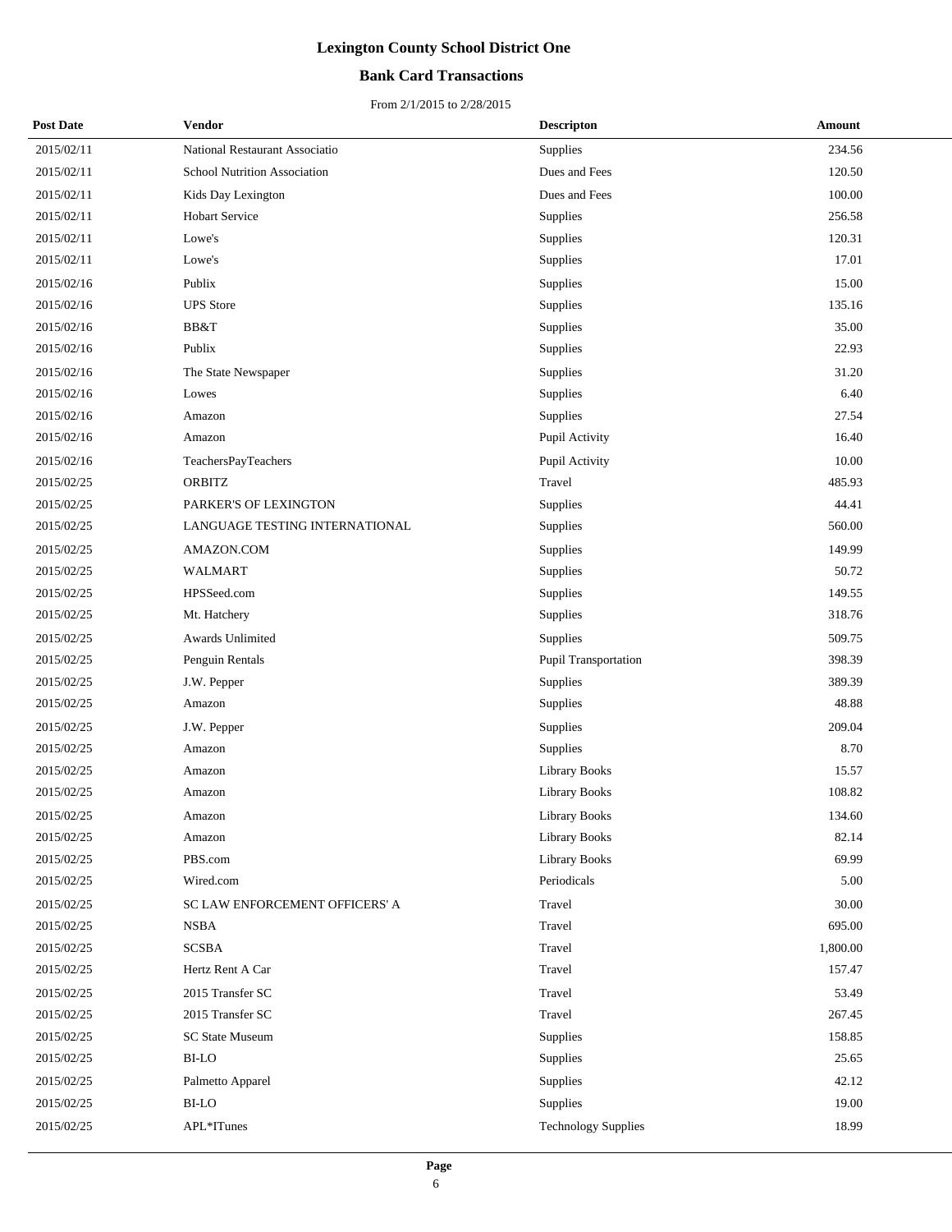# Lexington County School District One

## Bank Card Transactions

From 2/1/2015 to 2/28/2015

| Post Date | Vendor | Descripton | Amount |
|---|---|---|---|
| 2015/02/11 | National Restaurant Associatio | Supplies | 234.56 |
| 2015/02/11 | School Nutrition Association | Dues and Fees | 120.50 |
| 2015/02/11 | Kids Day Lexington | Dues and Fees | 100.00 |
| 2015/02/11 | Hobart Service | Supplies | 256.58 |
| 2015/02/11 | Lowe's | Supplies | 120.31 |
| 2015/02/11 | Lowe's | Supplies | 17.01 |
| 2015/02/16 | Publix | Supplies | 15.00 |
| 2015/02/16 | UPS Store | Supplies | 135.16 |
| 2015/02/16 | BB&T | Supplies | 35.00 |
| 2015/02/16 | Publix | Supplies | 22.93 |
| 2015/02/16 | The State Newspaper | Supplies | 31.20 |
| 2015/02/16 | Lowes | Supplies | 6.40 |
| 2015/02/16 | Amazon | Supplies | 27.54 |
| 2015/02/16 | Amazon | Pupil Activity | 16.40 |
| 2015/02/16 | TeachersPayTeachers | Pupil Activity | 10.00 |
| 2015/02/25 | ORBITZ | Travel | 485.93 |
| 2015/02/25 | PARKER'S OF LEXINGTON | Supplies | 44.41 |
| 2015/02/25 | LANGUAGE TESTING INTERNATIONAL | Supplies | 560.00 |
| 2015/02/25 | AMAZON.COM | Supplies | 149.99 |
| 2015/02/25 | WALMART | Supplies | 50.72 |
| 2015/02/25 | HPSSeed.com | Supplies | 149.55 |
| 2015/02/25 | Mt. Hatchery | Supplies | 318.76 |
| 2015/02/25 | Awards Unlimited | Supplies | 509.75 |
| 2015/02/25 | Penguin Rentals | Pupil Transportation | 398.39 |
| 2015/02/25 | J.W. Pepper | Supplies | 389.39 |
| 2015/02/25 | Amazon | Supplies | 48.88 |
| 2015/02/25 | J.W. Pepper | Supplies | 209.04 |
| 2015/02/25 | Amazon | Supplies | 8.70 |
| 2015/02/25 | Amazon | Library Books | 15.57 |
| 2015/02/25 | Amazon | Library Books | 108.82 |
| 2015/02/25 | Amazon | Library Books | 134.60 |
| 2015/02/25 | Amazon | Library Books | 82.14 |
| 2015/02/25 | PBS.com | Library Books | 69.99 |
| 2015/02/25 | Wired.com | Periodicals | 5.00 |
| 2015/02/25 | SC LAW ENFORCEMENT OFFICERS' A | Travel | 30.00 |
| 2015/02/25 | NSBA | Travel | 695.00 |
| 2015/02/25 | SCSBA | Travel | 1,800.00 |
| 2015/02/25 | Hertz Rent A Car | Travel | 157.47 |
| 2015/02/25 | 2015 Transfer SC | Travel | 53.49 |
| 2015/02/25 | 2015 Transfer SC | Travel | 267.45 |
| 2015/02/25 | SC State Museum | Supplies | 158.85 |
| 2015/02/25 | BI-LO | Supplies | 25.65 |
| 2015/02/25 | Palmetto Apparel | Supplies | 42.12 |
| 2015/02/25 | BI-LO | Supplies | 19.00 |
| 2015/02/25 | APL*ITunes | Technology Supplies | 18.99 |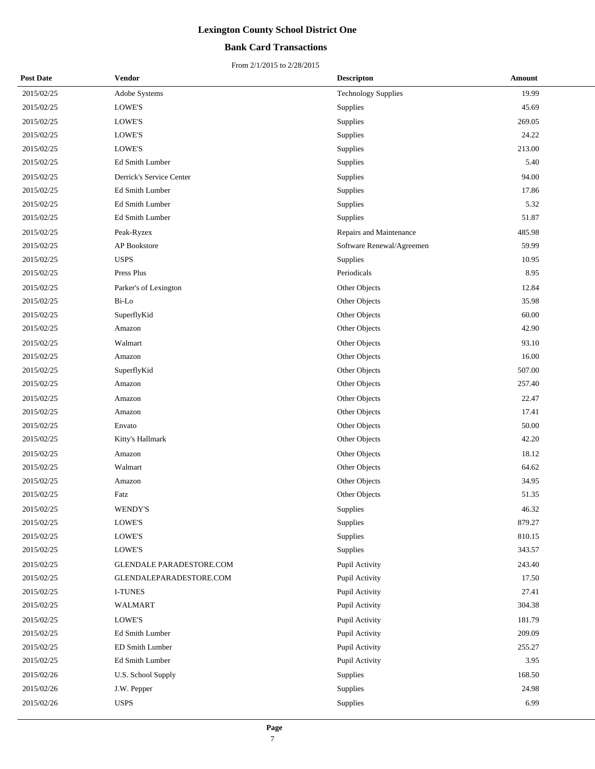# Lexington County School District One

## Bank Card Transactions

From 2/1/2015 to 2/28/2015

| Post Date | Vendor | Descripton | Amount |
|---|---|---|---|
| 2015/02/25 | Adobe Systems | Technology Supplies | 19.99 |
| 2015/02/25 | LOWE'S | Supplies | 45.69 |
| 2015/02/25 | LOWE'S | Supplies | 269.05 |
| 2015/02/25 | LOWE'S | Supplies | 24.22 |
| 2015/02/25 | LOWE'S | Supplies | 213.00 |
| 2015/02/25 | Ed Smith Lumber | Supplies | 5.40 |
| 2015/02/25 | Derrick's Service Center | Supplies | 94.00 |
| 2015/02/25 | Ed Smith Lumber | Supplies | 17.86 |
| 2015/02/25 | Ed Smith Lumber | Supplies | 5.32 |
| 2015/02/25 | Ed Smith Lumber | Supplies | 51.87 |
| 2015/02/25 | Peak-Ryzex | Repairs and Maintenance | 485.98 |
| 2015/02/25 | AP Bookstore | Software Renewal/Agreemen | 59.99 |
| 2015/02/25 | USPS | Supplies | 10.95 |
| 2015/02/25 | Press Plus | Periodicals | 8.95 |
| 2015/02/25 | Parker's of Lexington | Other Objects | 12.84 |
| 2015/02/25 | Bi-Lo | Other Objects | 35.98 |
| 2015/02/25 | SuperflyKid | Other Objects | 60.00 |
| 2015/02/25 | Amazon | Other Objects | 42.90 |
| 2015/02/25 | Walmart | Other Objects | 93.10 |
| 2015/02/25 | Amazon | Other Objects | 16.00 |
| 2015/02/25 | SuperflyKid | Other Objects | 507.00 |
| 2015/02/25 | Amazon | Other Objects | 257.40 |
| 2015/02/25 | Amazon | Other Objects | 22.47 |
| 2015/02/25 | Amazon | Other Objects | 17.41 |
| 2015/02/25 | Envato | Other Objects | 50.00 |
| 2015/02/25 | Kitty's Hallmark | Other Objects | 42.20 |
| 2015/02/25 | Amazon | Other Objects | 18.12 |
| 2015/02/25 | Walmart | Other Objects | 64.62 |
| 2015/02/25 | Amazon | Other Objects | 34.95 |
| 2015/02/25 | Fatz | Other Objects | 51.35 |
| 2015/02/25 | WENDY'S | Supplies | 46.32 |
| 2015/02/25 | LOWE'S | Supplies | 879.27 |
| 2015/02/25 | LOWE'S | Supplies | 810.15 |
| 2015/02/25 | LOWE'S | Supplies | 343.57 |
| 2015/02/25 | GLENDALE PARADESTORE.COM | Pupil Activity | 243.40 |
| 2015/02/25 | GLENDALEPARADESTORE.COM | Pupil Activity | 17.50 |
| 2015/02/25 | I-TUNES | Pupil Activity | 27.41 |
| 2015/02/25 | WALMART | Pupil Activity | 304.38 |
| 2015/02/25 | LOWE'S | Pupil Activity | 181.79 |
| 2015/02/25 | Ed Smith Lumber | Pupil Activity | 209.09 |
| 2015/02/25 | ED Smith Lumber | Pupil Activity | 255.27 |
| 2015/02/25 | Ed Smith Lumber | Pupil Activity | 3.95 |
| 2015/02/26 | U.S. School Supply | Supplies | 168.50 |
| 2015/02/26 | J.W. Pepper | Supplies | 24.98 |
| 2015/02/26 | USPS | Supplies | 6.99 |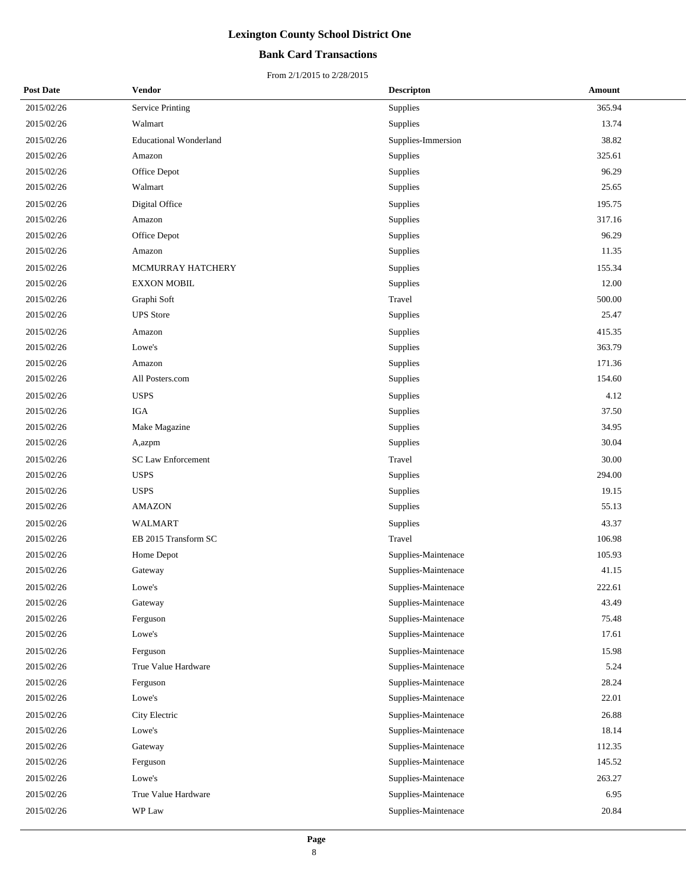# Lexington County School District One

## Bank Card Transactions

From 2/1/2015 to 2/28/2015

| Post Date | Vendor | Descripton | Amount |
|---|---|---|---|
| 2015/02/26 | Service Printing | Supplies | 365.94 |
| 2015/02/26 | Walmart | Supplies | 13.74 |
| 2015/02/26 | Educational Wonderland | Supplies-Immersion | 38.82 |
| 2015/02/26 | Amazon | Supplies | 325.61 |
| 2015/02/26 | Office Depot | Supplies | 96.29 |
| 2015/02/26 | Walmart | Supplies | 25.65 |
| 2015/02/26 | Digital Office | Supplies | 195.75 |
| 2015/02/26 | Amazon | Supplies | 317.16 |
| 2015/02/26 | Office Depot | Supplies | 96.29 |
| 2015/02/26 | Amazon | Supplies | 11.35 |
| 2015/02/26 | MCMURRAY HATCHERY | Supplies | 155.34 |
| 2015/02/26 | EXXON MOBIL | Supplies | 12.00 |
| 2015/02/26 | Graphi Soft | Travel | 500.00 |
| 2015/02/26 | UPS Store | Supplies | 25.47 |
| 2015/02/26 | Amazon | Supplies | 415.35 |
| 2015/02/26 | Lowe's | Supplies | 363.79 |
| 2015/02/26 | Amazon | Supplies | 171.36 |
| 2015/02/26 | All Posters.com | Supplies | 154.60 |
| 2015/02/26 | USPS | Supplies | 4.12 |
| 2015/02/26 | IGA | Supplies | 37.50 |
| 2015/02/26 | Make Magazine | Supplies | 34.95 |
| 2015/02/26 | A,azpm | Supplies | 30.04 |
| 2015/02/26 | SC Law Enforcement | Travel | 30.00 |
| 2015/02/26 | USPS | Supplies | 294.00 |
| 2015/02/26 | USPS | Supplies | 19.15 |
| 2015/02/26 | AMAZON | Supplies | 55.13 |
| 2015/02/26 | WALMART | Supplies | 43.37 |
| 2015/02/26 | EB 2015 Transform SC | Travel | 106.98 |
| 2015/02/26 | Home Depot | Supplies-Maintenace | 105.93 |
| 2015/02/26 | Gateway | Supplies-Maintenace | 41.15 |
| 2015/02/26 | Lowe's | Supplies-Maintenace | 222.61 |
| 2015/02/26 | Gateway | Supplies-Maintenace | 43.49 |
| 2015/02/26 | Ferguson | Supplies-Maintenace | 75.48 |
| 2015/02/26 | Lowe's | Supplies-Maintenace | 17.61 |
| 2015/02/26 | Ferguson | Supplies-Maintenace | 15.98 |
| 2015/02/26 | True Value Hardware | Supplies-Maintenace | 5.24 |
| 2015/02/26 | Ferguson | Supplies-Maintenace | 28.24 |
| 2015/02/26 | Lowe's | Supplies-Maintenace | 22.01 |
| 2015/02/26 | City Electric | Supplies-Maintenace | 26.88 |
| 2015/02/26 | Lowe's | Supplies-Maintenace | 18.14 |
| 2015/02/26 | Gateway | Supplies-Maintenace | 112.35 |
| 2015/02/26 | Ferguson | Supplies-Maintenace | 145.52 |
| 2015/02/26 | Lowe's | Supplies-Maintenace | 263.27 |
| 2015/02/26 | True Value Hardware | Supplies-Maintenace | 6.95 |
| 2015/02/26 | WP Law | Supplies-Maintenace | 20.84 |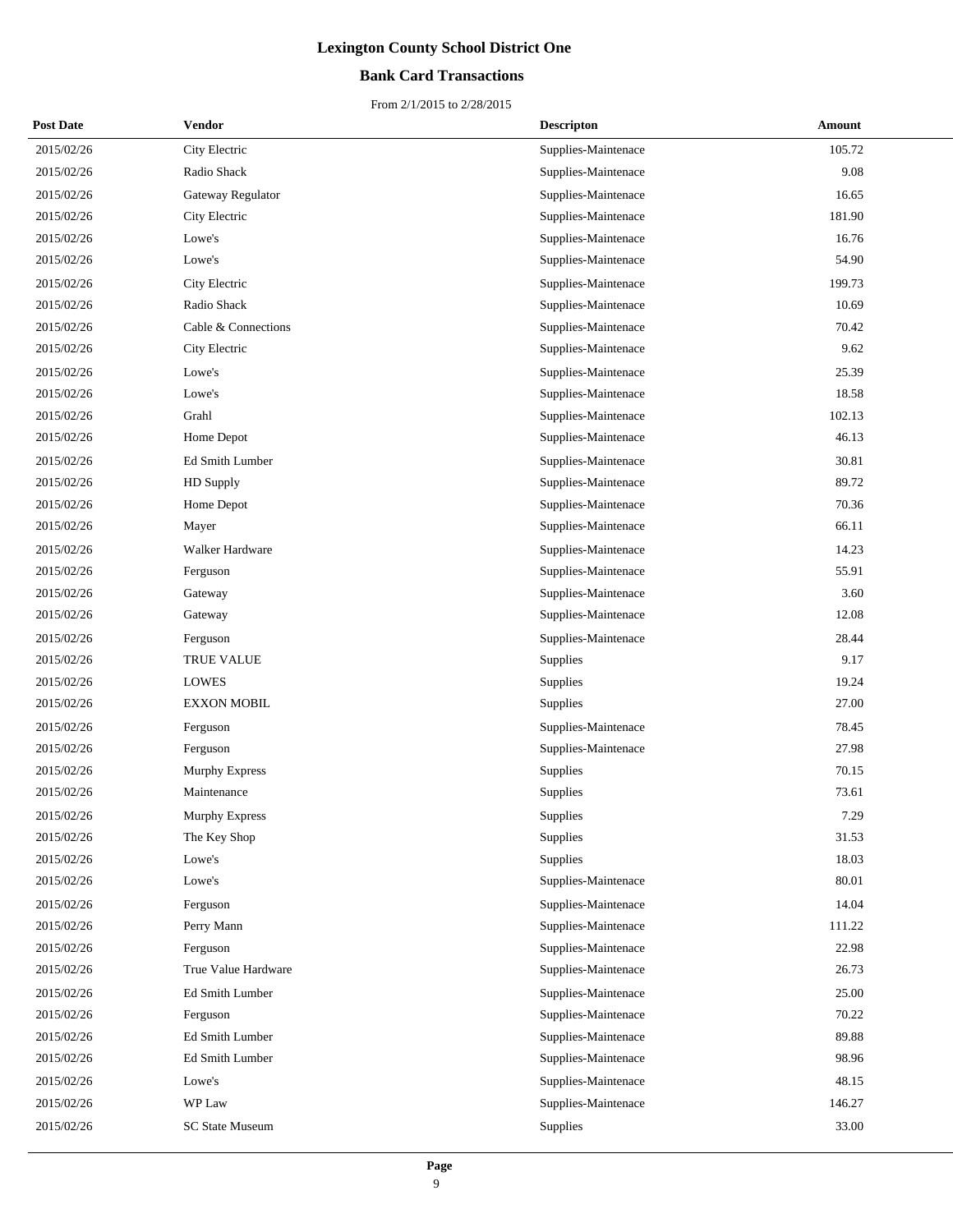# Lexington County School District One

## Bank Card Transactions

From 2/1/2015 to 2/28/2015

| Post Date | Vendor | Descripton | Amount |
|---|---|---|---|
| 2015/02/26 | City Electric | Supplies-Maintenace | 105.72 |
| 2015/02/26 | Radio Shack | Supplies-Maintenace | 9.08 |
| 2015/02/26 | Gateway Regulator | Supplies-Maintenace | 16.65 |
| 2015/02/26 | City Electric | Supplies-Maintenace | 181.90 |
| 2015/02/26 | Lowe's | Supplies-Maintenace | 16.76 |
| 2015/02/26 | Lowe's | Supplies-Maintenace | 54.90 |
| 2015/02/26 | City Electric | Supplies-Maintenace | 199.73 |
| 2015/02/26 | Radio Shack | Supplies-Maintenace | 10.69 |
| 2015/02/26 | Cable & Connections | Supplies-Maintenace | 70.42 |
| 2015/02/26 | City Electric | Supplies-Maintenace | 9.62 |
| 2015/02/26 | Lowe's | Supplies-Maintenace | 25.39 |
| 2015/02/26 | Lowe's | Supplies-Maintenace | 18.58 |
| 2015/02/26 | Grahl | Supplies-Maintenace | 102.13 |
| 2015/02/26 | Home Depot | Supplies-Maintenace | 46.13 |
| 2015/02/26 | Ed Smith Lumber | Supplies-Maintenace | 30.81 |
| 2015/02/26 | HD Supply | Supplies-Maintenace | 89.72 |
| 2015/02/26 | Home Depot | Supplies-Maintenace | 70.36 |
| 2015/02/26 | Mayer | Supplies-Maintenace | 66.11 |
| 2015/02/26 | Walker Hardware | Supplies-Maintenace | 14.23 |
| 2015/02/26 | Ferguson | Supplies-Maintenace | 55.91 |
| 2015/02/26 | Gateway | Supplies-Maintenace | 3.60 |
| 2015/02/26 | Gateway | Supplies-Maintenace | 12.08 |
| 2015/02/26 | Ferguson | Supplies-Maintenace | 28.44 |
| 2015/02/26 | TRUE VALUE | Supplies | 9.17 |
| 2015/02/26 | LOWES | Supplies | 19.24 |
| 2015/02/26 | EXXON MOBIL | Supplies | 27.00 |
| 2015/02/26 | Ferguson | Supplies-Maintenace | 78.45 |
| 2015/02/26 | Ferguson | Supplies-Maintenace | 27.98 |
| 2015/02/26 | Murphy Express | Supplies | 70.15 |
| 2015/02/26 | Maintenance | Supplies | 73.61 |
| 2015/02/26 | Murphy Express | Supplies | 7.29 |
| 2015/02/26 | The Key Shop | Supplies | 31.53 |
| 2015/02/26 | Lowe's | Supplies | 18.03 |
| 2015/02/26 | Lowe's | Supplies-Maintenace | 80.01 |
| 2015/02/26 | Ferguson | Supplies-Maintenace | 14.04 |
| 2015/02/26 | Perry Mann | Supplies-Maintenace | 111.22 |
| 2015/02/26 | Ferguson | Supplies-Maintenace | 22.98 |
| 2015/02/26 | True Value Hardware | Supplies-Maintenace | 26.73 |
| 2015/02/26 | Ed Smith Lumber | Supplies-Maintenace | 25.00 |
| 2015/02/26 | Ferguson | Supplies-Maintenace | 70.22 |
| 2015/02/26 | Ed Smith Lumber | Supplies-Maintenace | 89.88 |
| 2015/02/26 | Ed Smith Lumber | Supplies-Maintenace | 98.96 |
| 2015/02/26 | Lowe's | Supplies-Maintenace | 48.15 |
| 2015/02/26 | WP Law | Supplies-Maintenace | 146.27 |
| 2015/02/26 | SC State Museum | Supplies | 33.00 |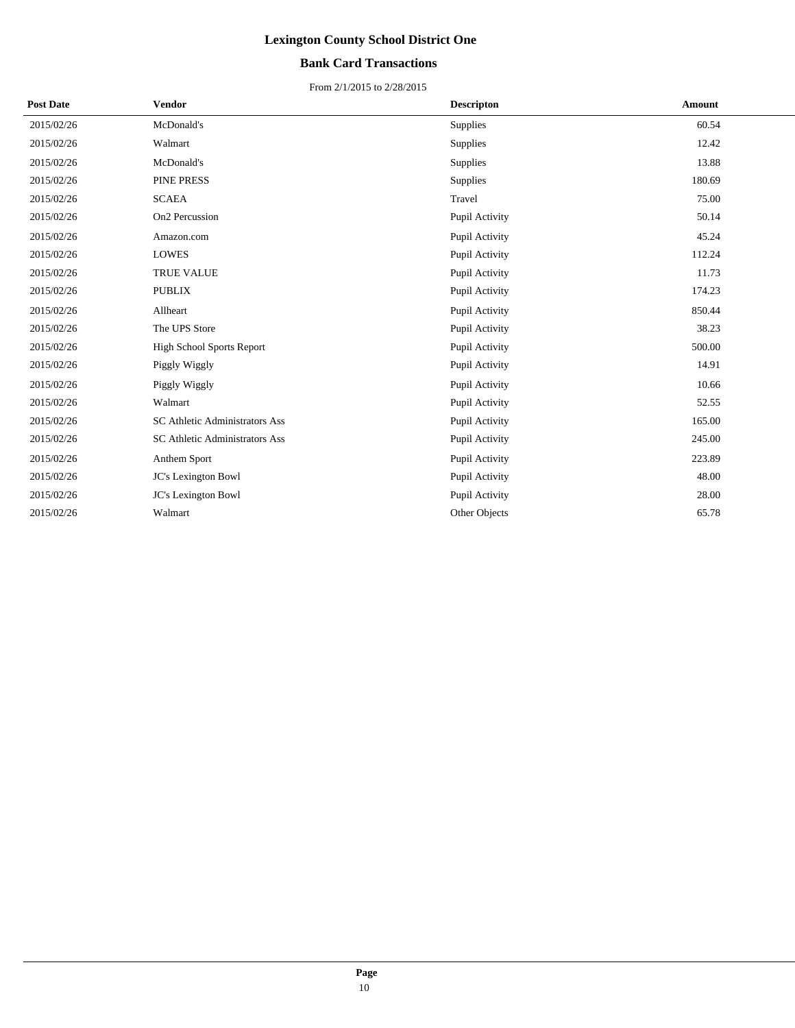# Lexington County School District One

## Bank Card Transactions

From 2/1/2015 to 2/28/2015

| Post Date | Vendor | Descripton | Amount |
|---|---|---|---|
| 2015/02/26 | McDonald's | Supplies | 60.54 |
| 2015/02/26 | Walmart | Supplies | 12.42 |
| 2015/02/26 | McDonald's | Supplies | 13.88 |
| 2015/02/26 | PINE PRESS | Supplies | 180.69 |
| 2015/02/26 | SCAEA | Travel | 75.00 |
| 2015/02/26 | On2 Percussion | Pupil Activity | 50.14 |
| 2015/02/26 | Amazon.com | Pupil Activity | 45.24 |
| 2015/02/26 | LOWES | Pupil Activity | 112.24 |
| 2015/02/26 | TRUE VALUE | Pupil Activity | 11.73 |
| 2015/02/26 | PUBLIX | Pupil Activity | 174.23 |
| 2015/02/26 | Allheart | Pupil Activity | 850.44 |
| 2015/02/26 | The UPS Store | Pupil Activity | 38.23 |
| 2015/02/26 | High School Sports Report | Pupil Activity | 500.00 |
| 2015/02/26 | Piggly Wiggly | Pupil Activity | 14.91 |
| 2015/02/26 | Piggly Wiggly | Pupil Activity | 10.66 |
| 2015/02/26 | Walmart | Pupil Activity | 52.55 |
| 2015/02/26 | SC Athletic Administrators Ass | Pupil Activity | 165.00 |
| 2015/02/26 | SC Athletic Administrators Ass | Pupil Activity | 245.00 |
| 2015/02/26 | Anthem Sport | Pupil Activity | 223.89 |
| 2015/02/26 | JC's Lexington Bowl | Pupil Activity | 48.00 |
| 2015/02/26 | JC's Lexington Bowl | Pupil Activity | 28.00 |
| 2015/02/26 | Walmart | Other Objects | 65.78 |